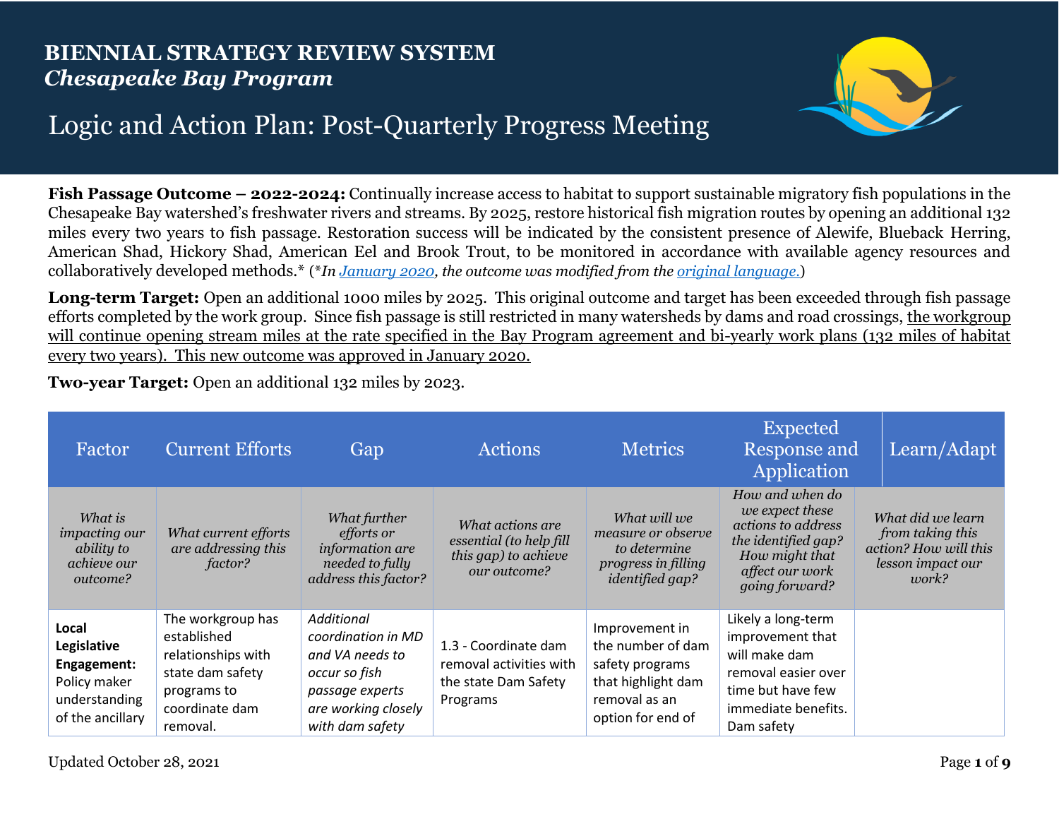# BIENNIAL STRATEGY REVIEW SYSTEM
## *Chesapeake Bay Program*

# Logic and Action Plan: Post-Quarterly Progress Meeting

**Fish Passage Outcome – 2022-2024:** Continually increase access to habitat to support sustainable migratory fish populations in the Chesapeake Bay watershed's freshwater rivers and streams. By 2025, restore historical fish migration routes by opening an additional 132 miles every two years to fish passage. Restoration success will be indicated by the consistent presence of Alewife, Blueback Herring, American Shad, Hickory Shad, American Eel and Brook Trout, to be monitored in accordance with available agency resources and collaboratively developed methods.* (*\*In January 2020, the outcome was modified from the original language.*)

**Long-term Target:** Open an additional 1000 miles by 2025. This original outcome and target has been exceeded through fish passage efforts completed by the work group. Since fish passage is still restricted in many watersheds by dams and road crossings, the workgroup will continue opening stream miles at the rate specified in the Bay Program agreement and bi-yearly work plans (132 miles of habitat every two years). This new outcome was approved in January 2020.

**Two-year Target:** Open an additional 132 miles by 2023.

| Factor | Current Efforts | Gap | Actions | Metrics | Expected Response and Application | Learn/Adapt |
|---|---|---|---|---|---|---|
| *What is impacting our ability to achieve our outcome?* | *What current efforts are addressing this factor?* | *What further efforts or information are needed to fully address this factor?* | *What actions are essential (to help fill this gap) to achieve our outcome?* | *What will we measure or observe to determine progress in filling identified gap?* | *How and when do we expect these actions to address the identified gap? How might that affect our work going forward?* | *What did we learn from taking this action? How will this lesson impact our work?* |
| **Local Legislative Engagement:** Policy maker understanding of the ancillary | The workgroup has established relationships with state dam safety programs to coordinate dam removal. | *Additional coordination in MD and VA needs to occur so fish passage experts are working closely with dam safety* | 1.3 - Coordinate dam removal activities with the state Dam Safety Programs | Improvement in the number of dam safety programs that highlight dam removal as an option for end of | Likely a long-term improvement that will make dam removal easier over time but have few immediate benefits. Dam safety | |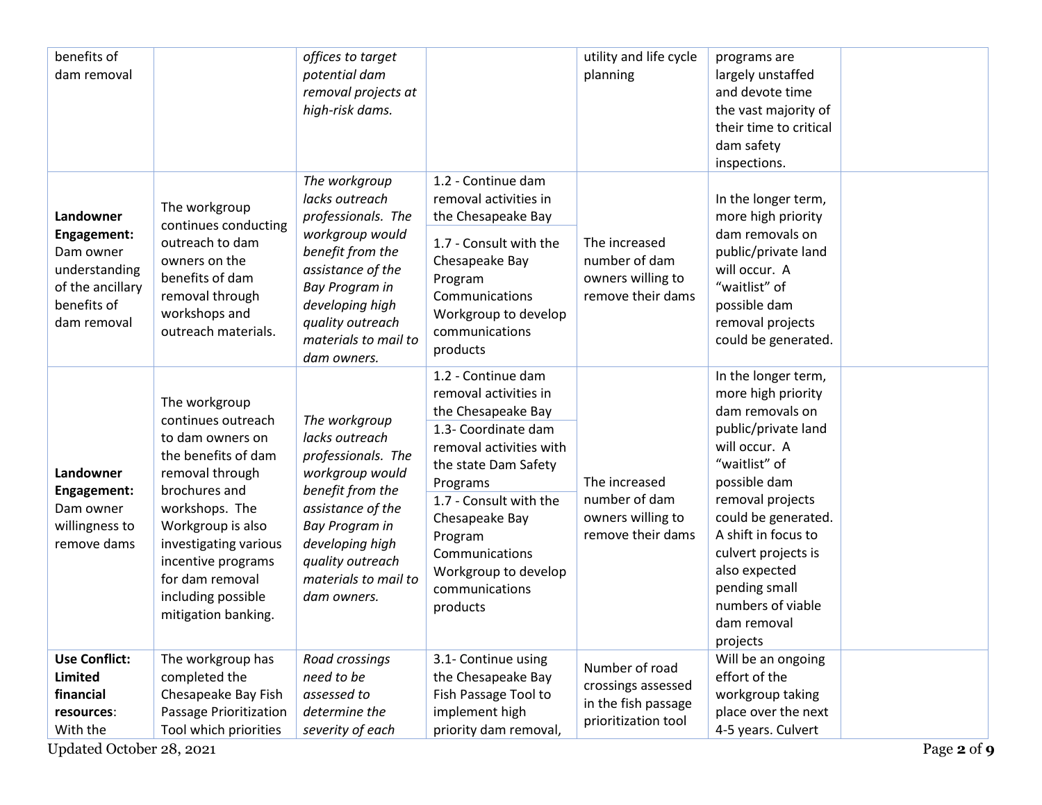| | | | | | | |
|---|---|---|---|---|---|---|
| benefits of dam removal | | *offices to target potential dam removal projects at high-risk dams.* | | utility and life cycle planning | programs are largely unstaffed and devote time the vast majority of their time to critical dam safety inspections. | |
| **Landowner Engagement:** Dam owner understanding of the ancillary benefits of dam removal | The workgroup continues conducting outreach to dam owners on the benefits of dam removal through workshops and outreach materials. | *The workgroup lacks outreach professionals. The workgroup would benefit from the assistance of the Bay Program in developing high quality outreach materials to mail to dam owners.* | 1.2 - Continue dam removal activities in the Chesapeake Bay<br>1.7 - Consult with the Chesapeake Bay Program Communications Workgroup to develop communications products | The increased number of dam owners willing to remove their dams | In the longer term, more high priority dam removals on public/private land will occur. A "waitlist" of possible dam removal projects could be generated. | |
| **Landowner Engagement:** Dam owner willingness to remove dams | The workgroup continues outreach to dam owners on the benefits of dam removal through brochures and workshops. The Workgroup is also investigating various incentive programs for dam removal including possible mitigation banking. | *The workgroup lacks outreach professionals. The workgroup would benefit from the assistance of the Bay Program in developing high quality outreach materials to mail to dam owners.* | 1.2 - Continue dam removal activities in the Chesapeake Bay<br>1.3- Coordinate dam removal activities with the state Dam Safety Programs<br>1.7 - Consult with the Chesapeake Bay Program Communications Workgroup to develop communications products | The increased number of dam owners willing to remove their dams | In the longer term, more high priority dam removals on public/private land will occur. A "waitlist" of possible dam removal projects could be generated. A shift in focus to culvert projects is also expected pending small numbers of viable dam removal projects | |
| **Use Conflict: Limited financial resources**: With the | The workgroup has completed the Chesapeake Bay Fish Passage Prioritization Tool which priorities | *Road crossings need to be assessed to determine the severity of each* | 3.1- Continue using the Chesapeake Bay Fish Passage Tool to implement high priority dam removal, | Number of road crossings assessed in the fish passage prioritization tool | Will be an ongoing effort of the workgroup taking place over the next 4-5 years. Culvert | |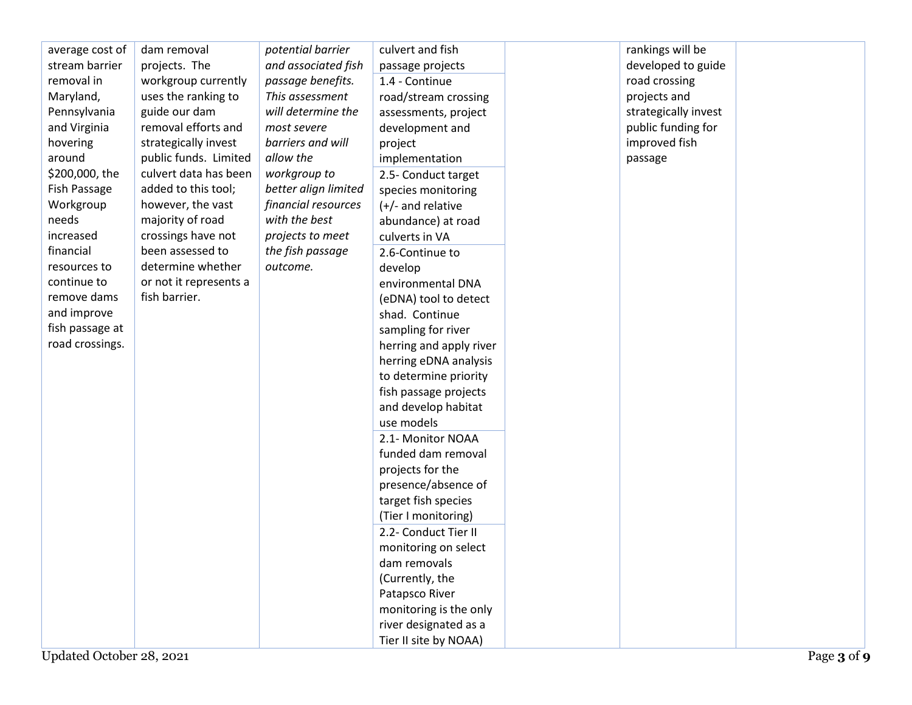| | | | | | | |
|---|---|---|---|---|---|---|
| average cost of stream barrier removal in Maryland, Pennsylvania and Virginia hovering around $200,000, the Fish Passage Workgroup needs increased financial resources to continue to remove dams and improve fish passage at road crossings. | dam removal projects. The workgroup currently uses the ranking to guide our dam removal efforts and strategically invest public funds. Limited culvert data has been added to this tool; however, the vast majority of road crossings have not been assessed to determine whether or not it represents a fish barrier. | *potential barrier and associated fish passage benefits. This assessment will determine the most severe barriers and will allow the workgroup to better align limited financial resources with the best projects to meet the fish passage outcome.* | culvert and fish passage projects | | rankings will be developed to guide road crossing projects and strategically invest public funding for improved fish passage | |
| | | | 1.4 - Continue road/stream crossing assessments, project development and project implementation | | | |
| | | | 2.5- Conduct target species monitoring (+/- and relative abundance) at road culverts in VA | | | |
| | | | 2.6-Continue to develop environmental DNA (eDNA) tool to detect shad. Continue sampling for river herring and apply river herring eDNA analysis to determine priority fish passage projects and develop habitat use models | | | |
| | | | 2.1- Monitor NOAA funded dam removal projects for the presence/absence of target fish species (Tier I monitoring) | | | |
| | | | 2.2- Conduct Tier II monitoring on select dam removals (Currently, the Patapsco River monitoring is the only river designated as a Tier II site by NOAA) | | | |

Updated October 28, 2021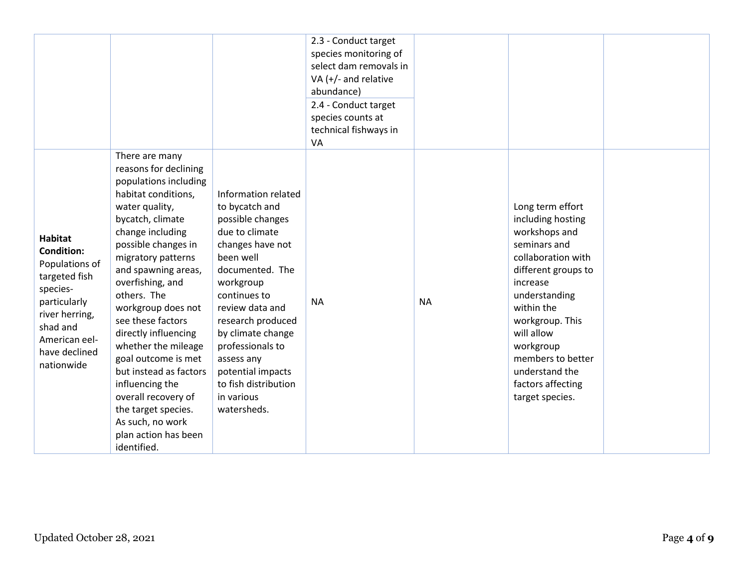| | | | | | | |
|---|---|---|---|---|---|---|
| | | | 2.3 - Conduct target species monitoring of select dam removals in VA (+/- and relative abundance)<br>2.4 - Conduct target species counts at technical fishways in VA | | | |
| **Habitat Condition:** Populations of targeted fish species- particularly river herring, shad and American eel- have declined nationwide | There are many reasons for declining populations including habitat conditions, water quality, bycatch, climate change including possible changes in migratory patterns and spawning areas, overfishing, and others. The workgroup does not see these factors directly influencing whether the mileage goal outcome is met but instead as factors influencing the overall recovery of the target species. As such, no work plan action has been identified. | Information related to bycatch and possible changes due to climate changes have not been well documented. The workgroup continues to review data and research produced by climate change professionals to assess any potential impacts to fish distribution in various watersheds. | NA | NA | Long term effort including hosting workshops and seminars and collaboration with different groups to increase understanding within the workgroup. This will allow workgroup members to better understand the factors affecting target species. | |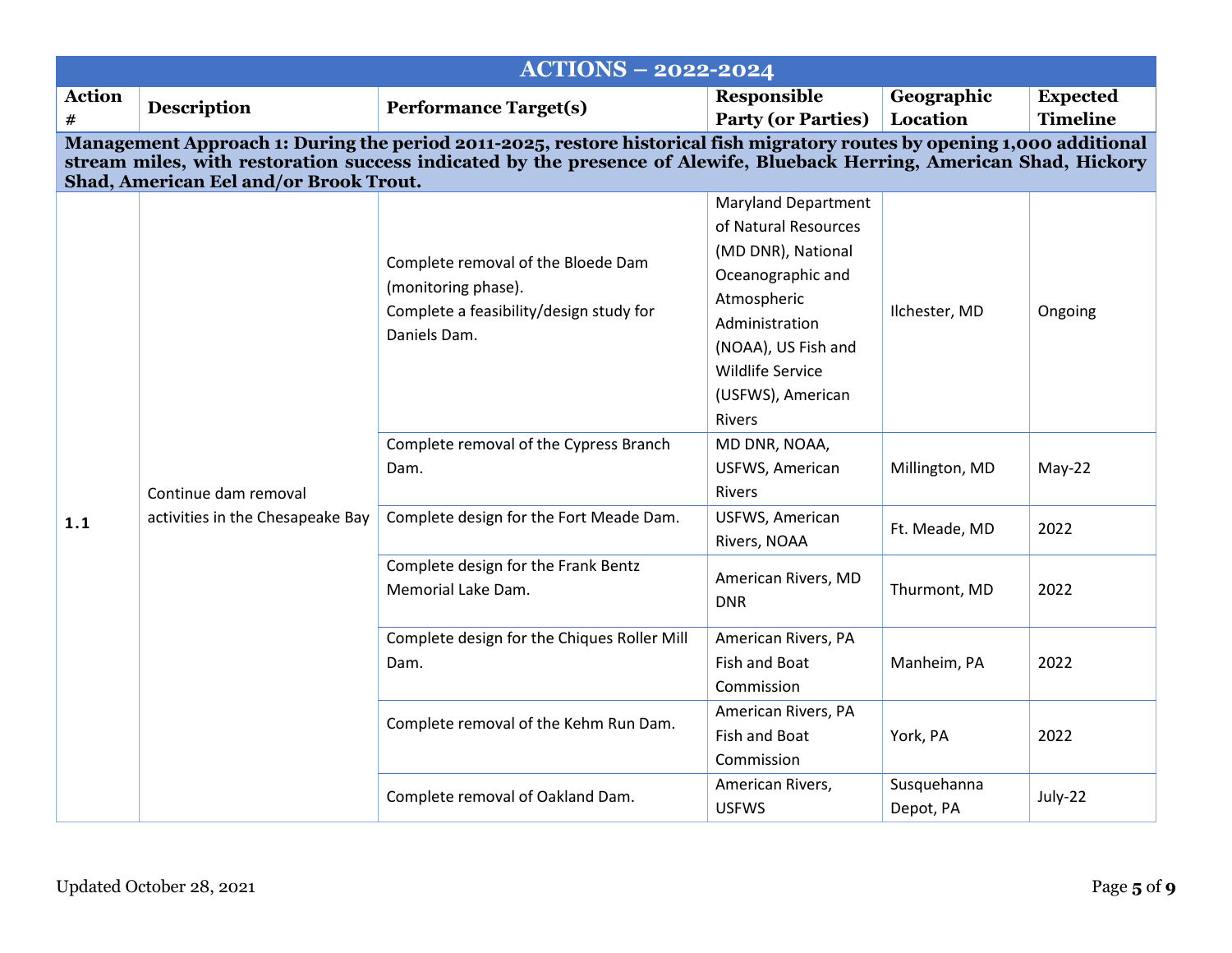| ACTIONS – 2022-2024 | | | | | |
|---|---|---|---|---|---|
| **Action #** | **Description** | **Performance Target(s)** | **Responsible Party (or Parties)** | **Geographic Location** | **Expected Timeline** |
| **Management Approach 1: During the period 2011-2025, restore historical fish migratory routes by opening 1,000 additional stream miles, with restoration success indicated by the presence of Alewife, Blueback Herring, American Shad, Hickory Shad, American Eel and/or Brook Trout.** | | | | | |
| **1.1** | Continue dam removal activities in the Chesapeake Bay | Complete removal of the Bloede Dam (monitoring phase). Complete a feasibility/design study for Daniels Dam. | Maryland Department of Natural Resources (MD DNR), National Oceanographic and Atmospheric Administration (NOAA), US Fish and Wildlife Service (USFWS), American Rivers | Ilchester, MD | Ongoing |
| | | Complete removal of the Cypress Branch Dam. | MD DNR, NOAA, USFWS, American Rivers | Millington, MD | May-22 |
| | | Complete design for the Fort Meade Dam. | USFWS, American Rivers, NOAA | Ft. Meade, MD | 2022 |
| | | Complete design for the Frank Bentz Memorial Lake Dam. | American Rivers, MD DNR | Thurmont, MD | 2022 |
| | | Complete design for the Chiques Roller Mill Dam. | American Rivers, PA Fish and Boat Commission | Manheim, PA | 2022 |
| | | Complete removal of the Kehm Run Dam. | American Rivers, PA Fish and Boat Commission | York, PA | 2022 |
| | | Complete removal of Oakland Dam. | American Rivers, USFWS | Susquehanna Depot, PA | July-22 |

Updated October 28, 2021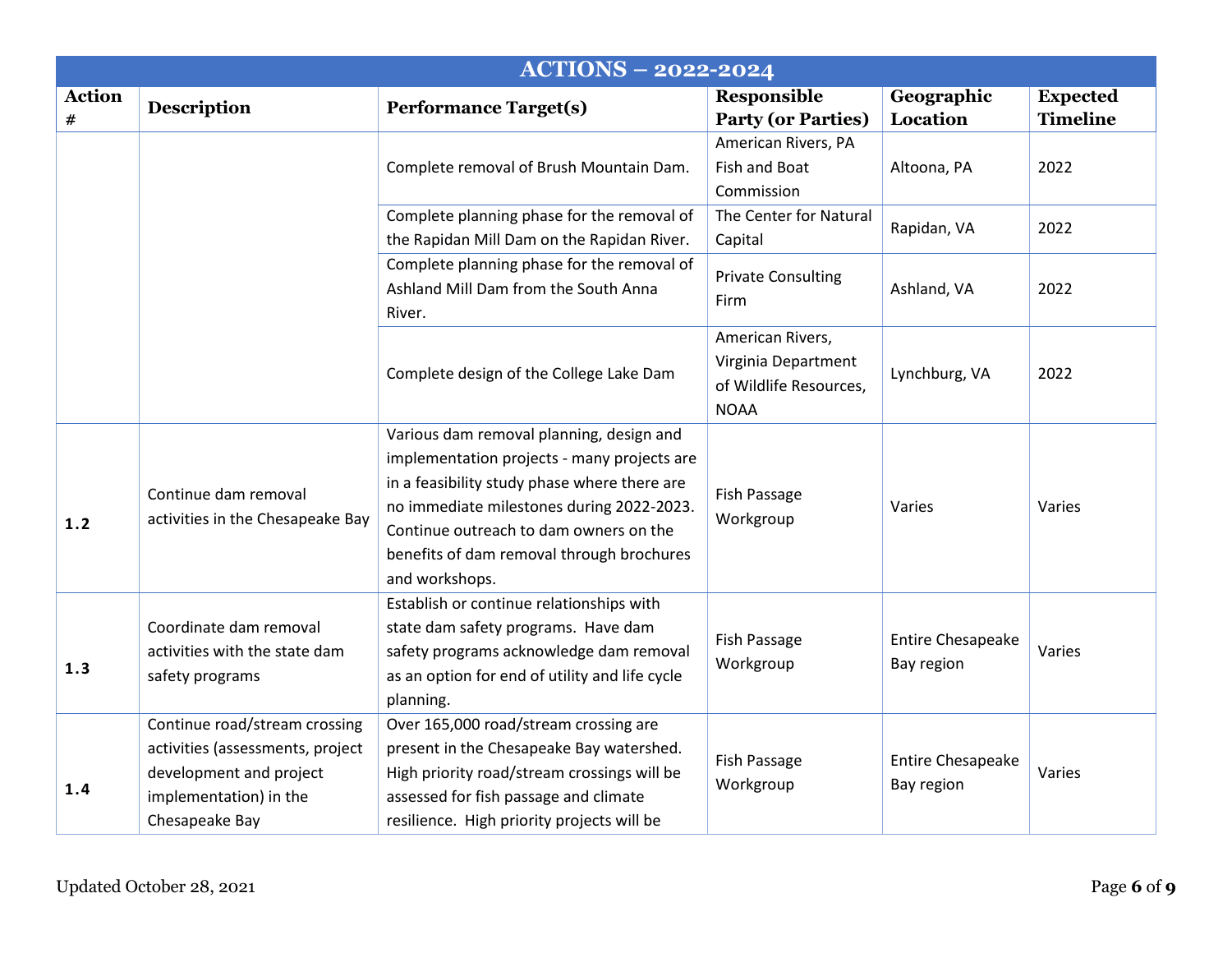| ACTIONS – 2022-2024 | | | | | |
|---|---|---|---|---|---|
| **Action #** | **Description** | **Performance Target(s)** | **Responsible Party (or Parties)** | **Geographic Location** | **Expected Timeline** |
| | | Complete removal of Brush Mountain Dam. | American Rivers, PA Fish and Boat Commission | Altoona, PA | 2022 |
| | | Complete planning phase for the removal of the Rapidan Mill Dam on the Rapidan River. | The Center for Natural Capital | Rapidan, VA | 2022 |
| | | Complete planning phase for the removal of Ashland Mill Dam from the South Anna River. | Private Consulting Firm | Ashland, VA | 2022 |
| | | Complete design of the College Lake Dam | American Rivers, Virginia Department of Wildlife Resources, NOAA | Lynchburg, VA | 2022 |
| 1.2 | Continue dam removal activities in the Chesapeake Bay | Various dam removal planning, design and implementation projects - many projects are in a feasibility study phase where there are no immediate milestones during 2022-2023. Continue outreach to dam owners on the benefits of dam removal through brochures and workshops. | Fish Passage Workgroup | Varies | Varies |
| 1.3 | Coordinate dam removal activities with the state dam safety programs | Establish or continue relationships with state dam safety programs. Have dam safety programs acknowledge dam removal as an option for end of utility and life cycle planning. | Fish Passage Workgroup | Entire Chesapeake Bay region | Varies |
| 1.4 | Continue road/stream crossing activities (assessments, project development and project implementation) in the Chesapeake Bay | Over 165,000 road/stream crossing are present in the Chesapeake Bay watershed. High priority road/stream crossings will be assessed for fish passage and climate resilience. High priority projects will be | Fish Passage Workgroup | Entire Chesapeake Bay region | Varies |

Updated October 28, 2021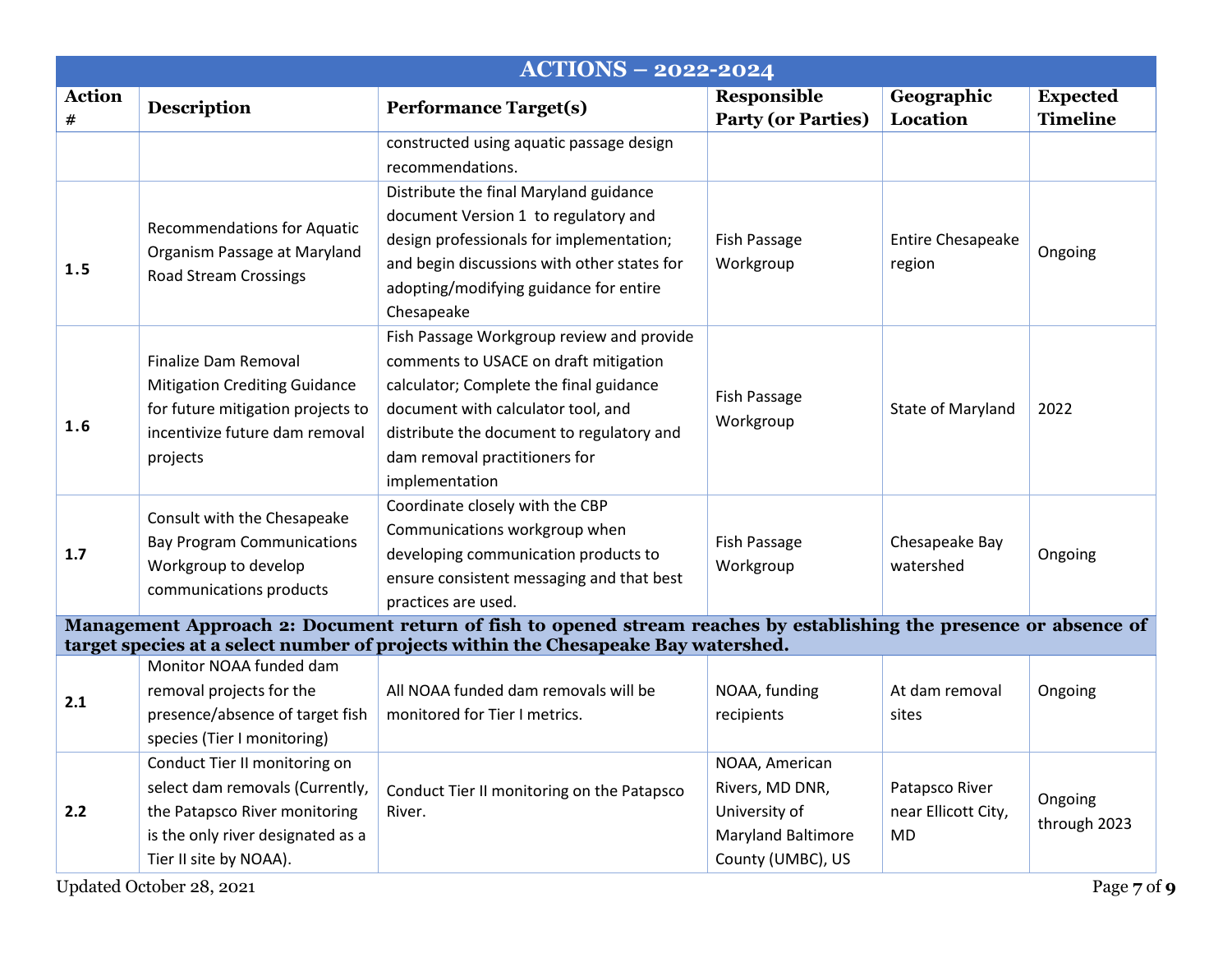| ACTIONS – 2022-2024 | | | | | |
|---|---|---|---|---|---|
| **Action #** | **Description** | **Performance Target(s)** | **Responsible Party (or Parties)** | **Geographic Location** | **Expected Timeline** |
| | | constructed using aquatic passage design recommendations. | | | |
| **1.5** | Recommendations for Aquatic Organism Passage at Maryland Road Stream Crossings | Distribute the final Maryland guidance document Version 1 to regulatory and design professionals for implementation; and begin discussions with other states for adopting/modifying guidance for entire Chesapeake | Fish Passage Workgroup | Entire Chesapeake region | Ongoing |
| **1.6** | Finalize Dam Removal Mitigation Crediting Guidance for future mitigation projects to incentivize future dam removal projects | Fish Passage Workgroup review and provide comments to USACE on draft mitigation calculator; Complete the final guidance document with calculator tool, and distribute the document to regulatory and dam removal practitioners for implementation | Fish Passage Workgroup | State of Maryland | 2022 |
| **1.7** | Consult with the Chesapeake Bay Program Communications Workgroup to develop communications products | Coordinate closely with the CBP Communications workgroup when developing communication products to ensure consistent messaging and that best practices are used. | Fish Passage Workgroup | Chesapeake Bay watershed | Ongoing |
| **Management Approach 2: Document return of fish to opened stream reaches by establishing the presence or absence of target species at a select number of projects within the Chesapeake Bay watershed.** | | | | | |
| **2.1** | Monitor NOAA funded dam removal projects for the presence/absence of target fish species (Tier I monitoring) | All NOAA funded dam removals will be monitored for Tier I metrics. | NOAA, funding recipients | At dam removal sites | Ongoing |
| **2.2** | Conduct Tier II monitoring on select dam removals (Currently, the Patapsco River monitoring is the only river designated as a Tier II site by NOAA). | Conduct Tier II monitoring on the Patapsco River. | NOAA, American Rivers, MD DNR, University of Maryland Baltimore County (UMBC), US | Patapsco River near Ellicott City, MD | Ongoing through 2023 |

Updated October 28, 2021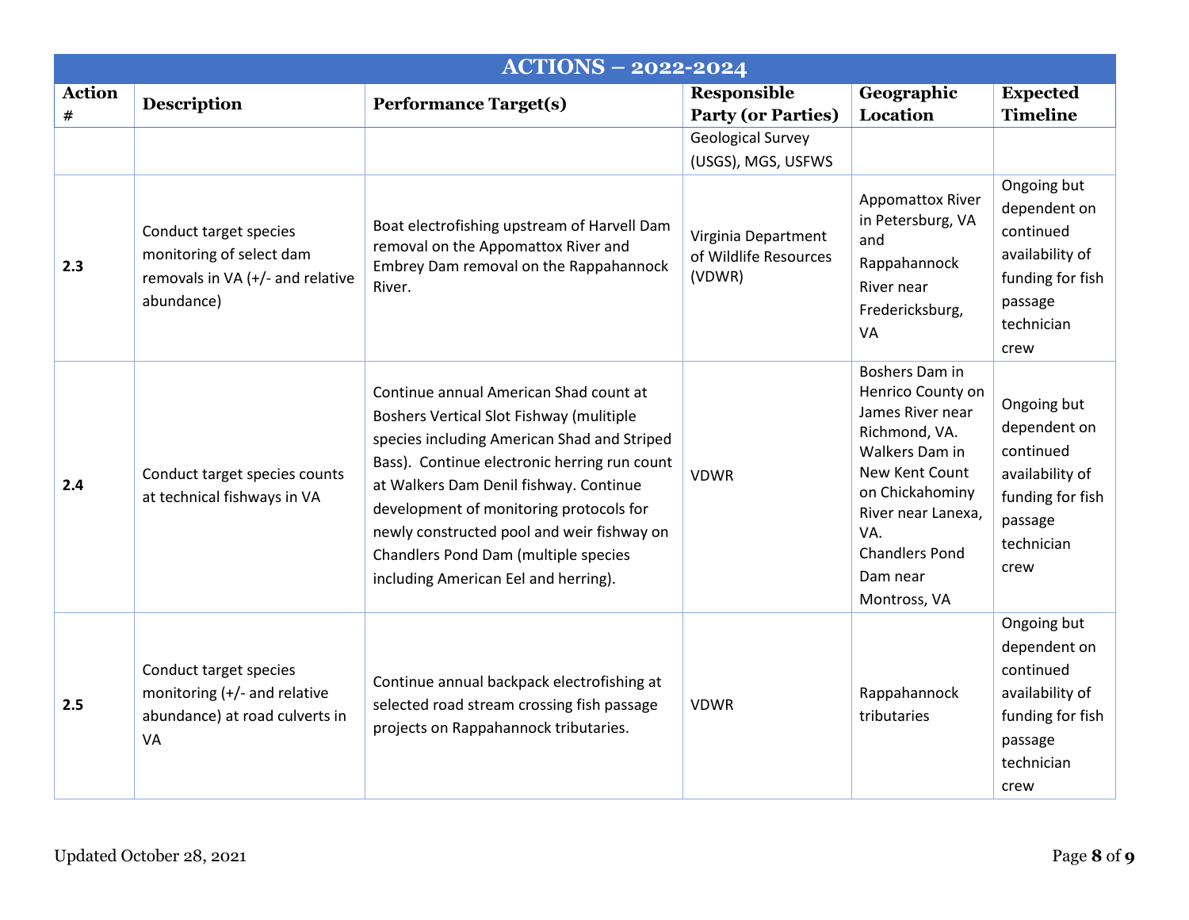| ACTIONS – 2022-2024 | | | | | |
|---|---|---|---|---|---|
| **Action #** | **Description** | **Performance Target(s)** | **Responsible Party (or Parties)** | **Geographic Location** | **Expected Timeline** |
| | | | Geological Survey (USGS), MGS, USFWS | | |
| **2.3** | Conduct target species monitoring of select dam removals in VA (+/- and relative abundance) | Boat electrofishing upstream of Harvell Dam removal on the Appomattox River and Embrey Dam removal on the Rappahannock River. | Virginia Department of Wildlife Resources (VDWR) | Appomattox River in Petersburg, VA and Rappahannock River near Fredericksburg, VA | Ongoing but dependent on continued availability of funding for fish passage technician crew |
| **2.4** | Conduct target species counts at technical fishways in VA | Continue annual American Shad count at Boshers Vertical Slot Fishway (mulitiple species including American Shad and Striped Bass). Continue electronic herring run count at Walkers Dam Denil fishway. Continue development of monitoring protocols for newly constructed pool and weir fishway on Chandlers Pond Dam (multiple species including American Eel and herring). | VDWR | Boshers Dam in Henrico County on James River near Richmond, VA. Walkers Dam in New Kent Count on Chickahominy River near Lanexa, VA. Chandlers Pond Dam near Montross, VA | Ongoing but dependent on continued availability of funding for fish passage technician crew |
| **2.5** | Conduct target species monitoring (+/- and relative abundance) at road culverts in VA | Continue annual backpack electrofishing at selected road stream crossing fish passage projects on Rappahannock tributaries. | VDWR | Rappahannock tributaries | Ongoing but dependent on continued availability of funding for fish passage technician crew |

Updated October 28, 2021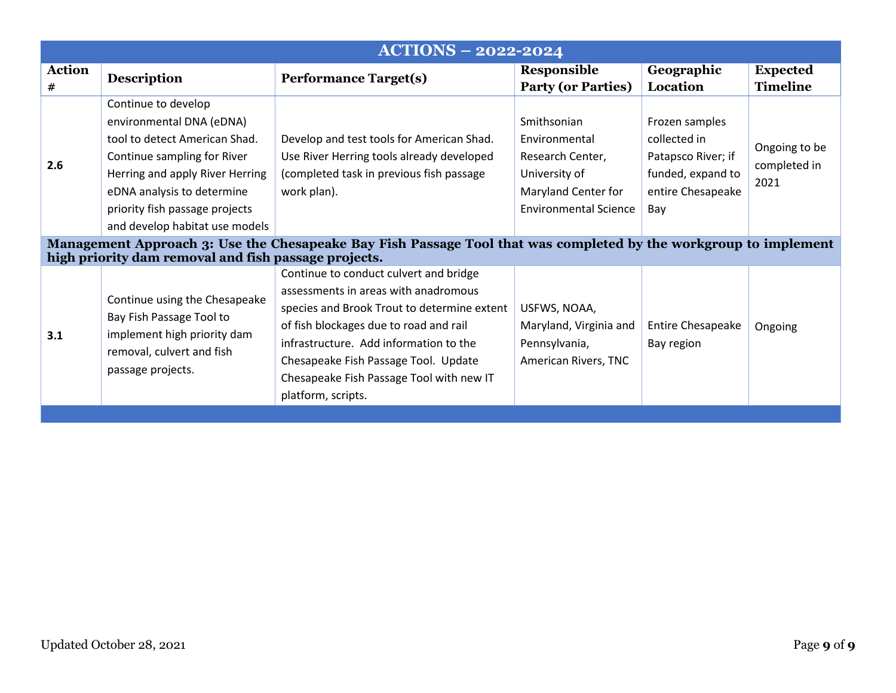| ACTIONS – 2022-2024 | | | | | |
|---|---|---|---|---|---|
| **Action #** | **Description** | **Performance Target(s)** | **Responsible Party (or Parties)** | **Geographic Location** | **Expected Timeline** |
| **2.6** | Continue to develop environmental DNA (eDNA) tool to detect American Shad. Continue sampling for River Herring and apply River Herring eDNA analysis to determine priority fish passage projects and develop habitat use models | Develop and test tools for American Shad. Use River Herring tools already developed (completed task in previous fish passage work plan). | Smithsonian Environmental Research Center, University of Maryland Center for Environmental Science | Frozen samples collected in Patapsco River; if funded, expand to entire Chesapeake Bay | Ongoing to be completed in 2021 |
| **Management Approach 3: Use the Chesapeake Bay Fish Passage Tool that was completed by the workgroup to implement high priority dam removal and fish passage projects.** | | | | | |
| **3.1** | Continue using the Chesapeake Bay Fish Passage Tool to implement high priority dam removal, culvert and fish passage projects. | Continue to conduct culvert and bridge assessments in areas with anadromous species and Brook Trout to determine extent of fish blockages due to road and rail infrastructure. Add information to the Chesapeake Fish Passage Tool. Update Chesapeake Fish Passage Tool with new IT platform, scripts. | USFWS, NOAA, Maryland, Virginia and Pennsylvania, American Rivers, TNC | Entire Chesapeake Bay region | Ongoing |

Updated October 28, 2021